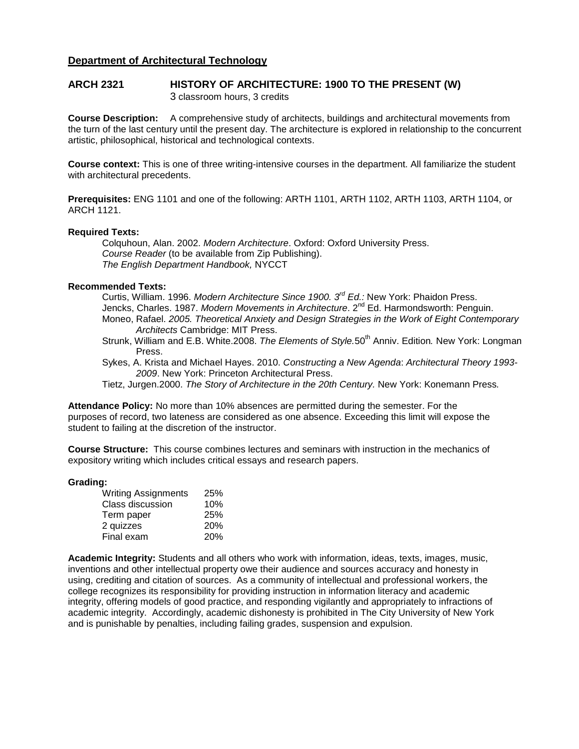**Department of Architectural Technology**

## ARCH 2321 HISTORY OF ARCHITECTURE: 1900 TO THE PRESENT (W)

3 classroom hours, 3 credits

**Course Description:** A comprehensive study of architects, buildings and architectural movements from the turn of the last century until the present day. The architecture is explored in relationship to the concurrent artistic, philosophical, historical and technological contexts.

**Course context:** This is one of three writing-intensive courses in the department. All familiarize the student with architectural precedents.

**Prerequisites:** ENG 1101 and one of the following: ARTH 1101, ARTH 1102, ARTH 1103, ARTH 1104, or ARCH 1121.

**Required Texts:**

Colquhoun, Alan. 2002. *Modern Architecture*. Oxford: Oxford University Press.
*Course Reader* (to be available from Zip Publishing).
*The English Department Handbook,* NYCCT

**Recommended Texts:**

Curtis, William. 1996. *Modern Architecture Since 1900. 3rd Ed.:* New York: Phaidon Press.
Jencks, Charles. 1987. *Modern Movements in Architecture*. 2nd Ed. Harmondsworth: Penguin.
Moneo, Rafael. *2005. Theoretical Anxiety and Design Strategies in the Work of Eight Contemporary Architects* Cambridge: MIT Press.
Strunk, William and E.B. White.2008. *The Elements of Style.*50th Anniv. Edition*.* New York: Longman Press.
Sykes, A. Krista and Michael Hayes. 2010. *Constructing a New Agenda*: *Architectural Theory 1993-2009*. New York: Princeton Architectural Press.
Tietz, Jurgen.2000. *The Story of Architecture in the 20th Century.* New York: Konemann Press*.*

**Attendance Policy:** No more than 10% absences are permitted during the semester. For the purposes of record, two lateness are considered as one absence. Exceeding this limit will expose the student to failing at the discretion of the instructor.

**Course Structure:** This course combines lectures and seminars with instruction in the mechanics of expository writing which includes critical essays and research papers.

**Grading:**

| | |
|---|---|
| Writing Assignments | 25% |
| Class discussion | 10% |
| Term paper | 25% |
| 2 quizzes | 20% |
| Final exam | 20% |

**Academic Integrity:** Students and all others who work with information, ideas, texts, images, music, inventions and other intellectual property owe their audience and sources accuracy and honesty in using, crediting and citation of sources. As a community of intellectual and professional workers, the college recognizes its responsibility for providing instruction in information literacy and academic integrity, offering models of good practice, and responding vigilantly and appropriately to infractions of academic integrity. Accordingly, academic dishonesty is prohibited in The City University of New York and is punishable by penalties, including failing grades, suspension and expulsion.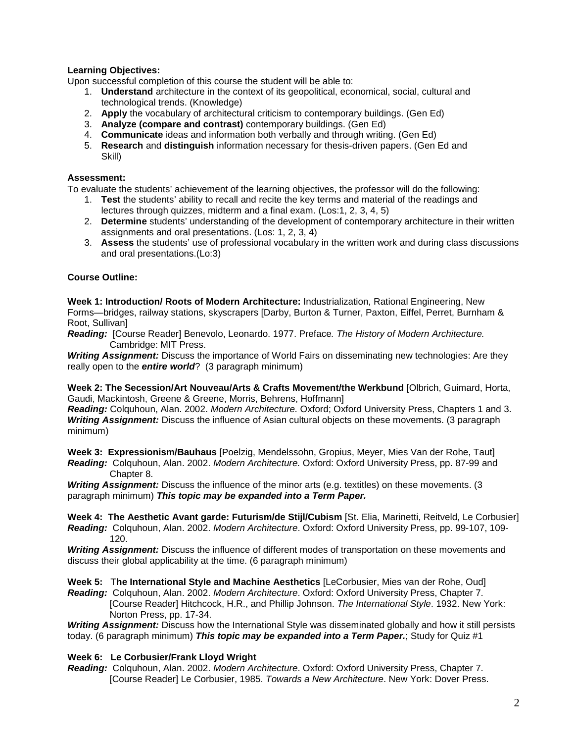**Learning Objectives:**
Upon successful completion of this course the student will be able to:

1. **Understand** architecture in the context of its geopolitical, economical, social, cultural and technological trends. (Knowledge)
2. **Apply** the vocabulary of architectural criticism to contemporary buildings. (Gen Ed)
3. **Analyze (compare and contrast)** contemporary buildings. (Gen Ed)
4. **Communicate** ideas and information both verbally and through writing. (Gen Ed)
5. **Research** and **distinguish** information necessary for thesis-driven papers. (Gen Ed and Skill)

**Assessment:**
To evaluate the students' achievement of the learning objectives, the professor will do the following:

1. **Test** the students' ability to recall and recite the key terms and material of the readings and lectures through quizzes, midterm and a final exam. (Los:1, 2, 3, 4, 5)
2. **Determine** students' understanding of the development of contemporary architecture in their written assignments and oral presentations. (Los: 1, 2, 3, 4)
3. **Assess** the students' use of professional vocabulary in the written work and during class discussions and oral presentations.(Lo:3)

**Course Outline:**

**Week 1: Introduction/ Roots of Modern Architecture:** Industrialization, Rational Engineering, New Forms—bridges, railway stations, skyscrapers [Darby, Burton & Turner, Paxton, Eiffel, Perret, Burnham & Root, Sullivan]
***Reading:*** [Course Reader] Benevolo, Leonardo. 1977. Preface*. The History of Modern Architecture.* Cambridge: MIT Press.
***Writing Assignment:*** Discuss the importance of World Fairs on disseminating new technologies: Are they really open to the ***entire world***? (3 paragraph minimum)

**Week 2: The Secession/Art Nouveau/Arts & Crafts Movement/the Werkbund** [Olbrich, Guimard, Horta, Gaudi, Mackintosh, Greene & Greene, Morris, Behrens, Hoffmann]
***Reading:*** Colquhoun, Alan. 2002. *Modern Architecture.* Oxford; Oxford University Press, Chapters 1 and 3.
***Writing Assignment:*** Discuss the influence of Asian cultural objects on these movements. (3 paragraph minimum)

**Week 3: Expressionism/Bauhaus** [Poelzig, Mendelssohn, Gropius, Meyer, Mies Van der Rohe, Taut]
***Reading:*** Colquhoun, Alan. 2002. *Modern Architecture.* Oxford: Oxford University Press, pp. 87-99 and Chapter 8.
***Writing Assignment:*** Discuss the influence of the minor arts (e.g. textiles) on these movements. (3 paragraph minimum) ***This topic may be expanded into a Term Paper.***

**Week 4: The Aesthetic Avant garde: Futurism/de Stijl/Cubism** [St. Elia, Marinetti, Reitveld, Le Corbusier]
***Reading:*** Colquhoun, Alan. 2002. *Modern Architecture*. Oxford: Oxford University Press, pp. 99-107, 109-120.
***Writing Assignment:*** Discuss the influence of different modes of transportation on these movements and discuss their global applicability at the time. (6 paragraph minimum)

**Week 5: The International Style and Machine Aesthetics** [LeCorbusier, Mies van der Rohe, Oud]
***Reading:*** Colquhoun, Alan. 2002. *Modern Architecture*. Oxford: Oxford University Press, Chapter 7. [Course Reader] Hitchcock, H.R., and Phillip Johnson. *The International Style*. 1932. New York: Norton Press, pp. 17-34.
***Writing Assignment:*** Discuss how the International Style was disseminated globally and how it still persists today. (6 paragraph minimum) ***This topic may be expanded into a Term Paper.***; Study for Quiz #1

**Week 6: Le Corbusier/Frank Lloyd Wright**
***Reading:*** Colquhoun, Alan. 2002. *Modern Architecture*. Oxford: Oxford University Press, Chapter 7. [Course Reader] Le Corbusier, 1985. *Towards a New Architecture*. New York: Dover Press.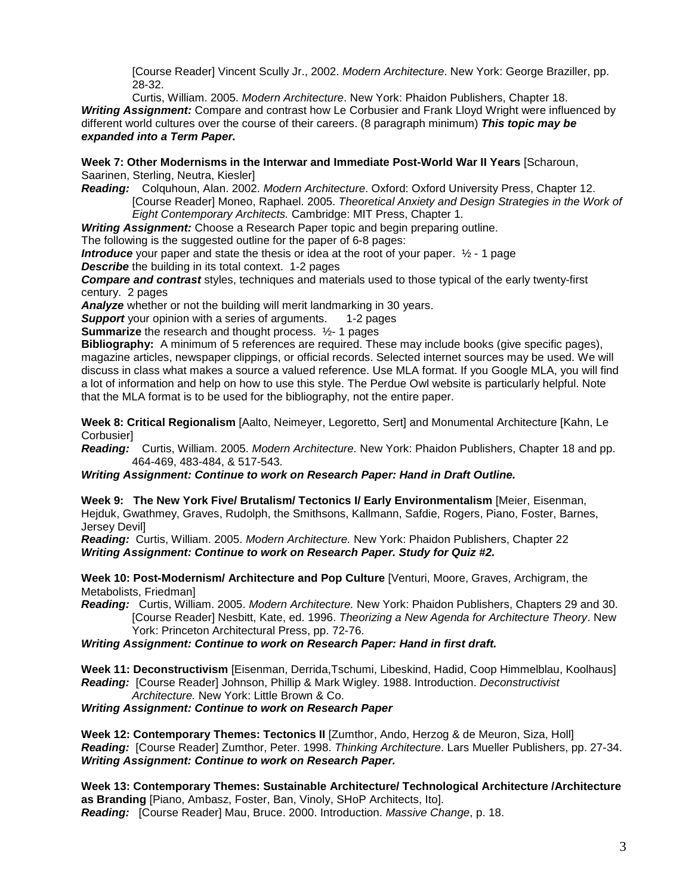[Course Reader] Vincent Scully Jr., 2002. *Modern Architecture*. New York: George Braziller, pp. 28-32.

Curtis, William. 2005. *Modern Architecture*. New York: Phaidon Publishers, Chapter 18.

***Writing Assignment:*** Compare and contrast how Le Corbusier and Frank Lloyd Wright were influenced by different world cultures over the course of their careers. (8 paragraph minimum) ***This topic may be expanded into a Term Paper.***

**Week 7: Other Modernisms in the Interwar and Immediate Post-World War II Years** [Scharoun, Saarinen, Sterling, Neutra, Kiesler]

***Reading:*** Colquhoun, Alan. 2002. *Modern Architecture*. Oxford: Oxford University Press, Chapter 12.

[Course Reader] Moneo, Raphael. 2005. *Theoretical Anxiety and Design Strategies in the Work of Eight Contemporary Architects.* Cambridge: MIT Press, Chapter 1.

***Writing Assignment:*** Choose a Research Paper topic and begin preparing outline.

The following is the suggested outline for the paper of 6-8 pages:

***Introduce*** your paper and state the thesis or idea at the root of your paper. ½ - 1 page

***Describe*** the building in its total context. 1-2 pages

***Compare and contrast*** styles, techniques and materials used to those typical of the early twenty-first century. 2 pages

***Analyze*** whether or not the building will merit landmarking in 30 years.

***Support*** your opinion with a series of arguments. 1-2 pages

**Summarize** the research and thought process. ½- 1 pages

**Bibliography:** A minimum of 5 references are required. These may include books (give specific pages), magazine articles, newspaper clippings, or official records. Selected internet sources may be used. We will discuss in class what makes a source a valued reference. Use MLA format. If you Google MLA, you will find a lot of information and help on how to use this style. The Perdue Owl website is particularly helpful. Note that the MLA format is to be used for the bibliography, not the entire paper.

**Week 8: Critical Regionalism** [Aalto, Neimeyer, Legoretto, Sert] and Monumental Architecture [Kahn, Le Corbusier]

***Reading:*** Curtis, William. 2005. *Modern Architecture*. New York: Phaidon Publishers, Chapter 18 and pp. 464-469, 483-484, & 517-543.

***Writing Assignment: Continue to work on Research Paper: Hand in Draft Outline.***

**Week 9: The New York Five/ Brutalism/ Tectonics I/ Early Environmentalism** [Meier, Eisenman, Hejduk, Gwathmey, Graves, Rudolph, the Smithsons, Kallmann, Safdie, Rogers, Piano, Foster, Barnes, Jersey Devil]

***Reading:*** Curtis, William. 2005. *Modern Architecture.* New York: Phaidon Publishers, Chapter 22

***Writing Assignment: Continue to work on Research Paper. Study for Quiz #2.***

**Week 10: Post-Modernism/ Architecture and Pop Culture** [Venturi, Moore, Graves, Archigram, the Metabolists, Friedman]

***Reading:*** Curtis, William. 2005. *Modern Architecture.* New York: Phaidon Publishers, Chapters 29 and 30.

[Course Reader] Nesbitt, Kate, ed. 1996. *Theorizing a New Agenda for Architecture Theory*. New York: Princeton Architectural Press, pp. 72-76.

***Writing Assignment: Continue to work on Research Paper: Hand in first draft.***

**Week 11: Deconstructivism** [Eisenman, Derrida,Tschumi, Libeskind, Hadid, Coop Himmelblau, Koolhaus]

***Reading:*** [Course Reader] Johnson, Phillip & Mark Wigley. 1988. Introduction. *Deconstructivist Architecture.* New York: Little Brown & Co.

***Writing Assignment: Continue to work on Research Paper***

**Week 12: Contemporary Themes: Tectonics II** [Zumthor, Ando, Herzog & de Meuron, Siza, Holl]

***Reading:*** [Course Reader] Zumthor, Peter. 1998. *Thinking Architecture*. Lars Mueller Publishers, pp. 27-34.

***Writing Assignment: Continue to work on Research Paper.***

**Week 13: Contemporary Themes: Sustainable Architecture/ Technological Architecture /Architecture as Branding** [Piano, Ambasz, Foster, Ban, Vinoly, SHoP Architects, Ito].

***Reading:*** [Course Reader] Mau, Bruce. 2000. Introduction. *Massive Change*, p. 18.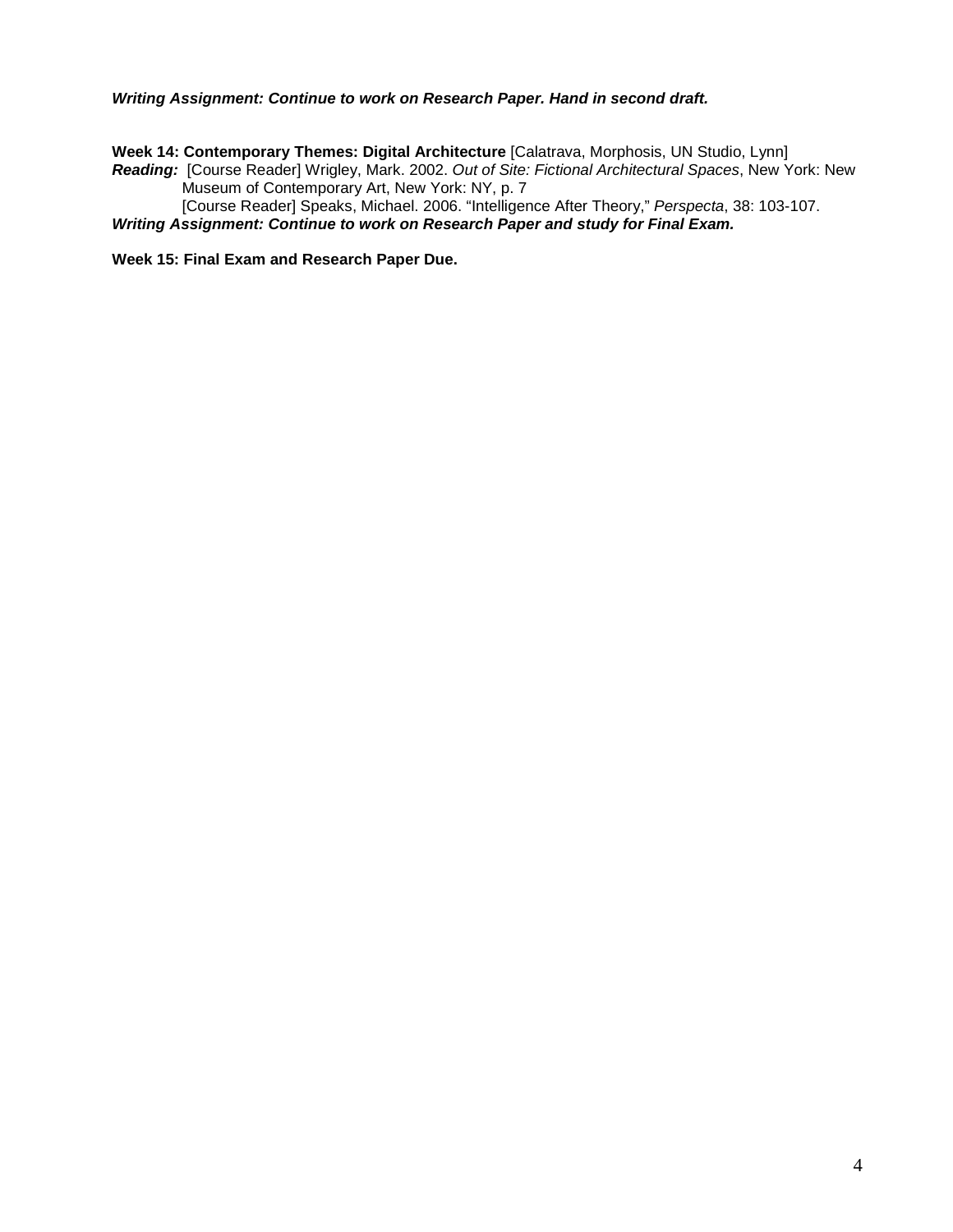***Writing Assignment: Continue to work on Research Paper. Hand in second draft.***

**Week 14: Contemporary Themes: Digital Architecture** [Calatrava, Morphosis, UN Studio, Lynn]

***Reading:*** [Course Reader] Wrigley, Mark. 2002. *Out of Site: Fictional Architectural Spaces*, New York: New Museum of Contemporary Art, New York: NY, p. 7

[Course Reader] Speaks, Michael. 2006. "Intelligence After Theory," *Perspecta*, 38: 103-107.

***Writing Assignment: Continue to work on Research Paper and study for Final Exam.***

**Week 15: Final Exam and Research Paper Due.**